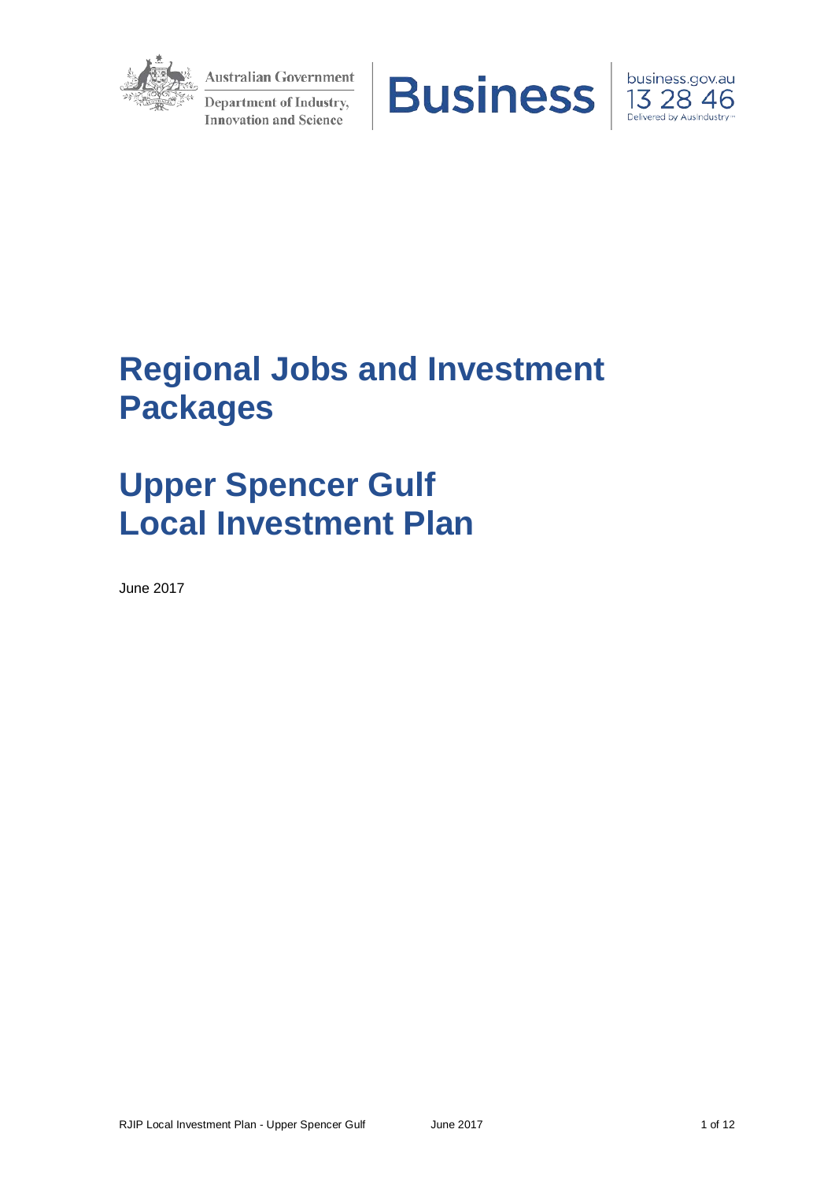Australian Government

Department of Industry, Innovation and Science

Business

business.gov.au
13 28 46
Delivered by AusIndustry

# Regional Jobs and Investment Packages

# Upper Spencer Gulf Local Investment Plan

June 2017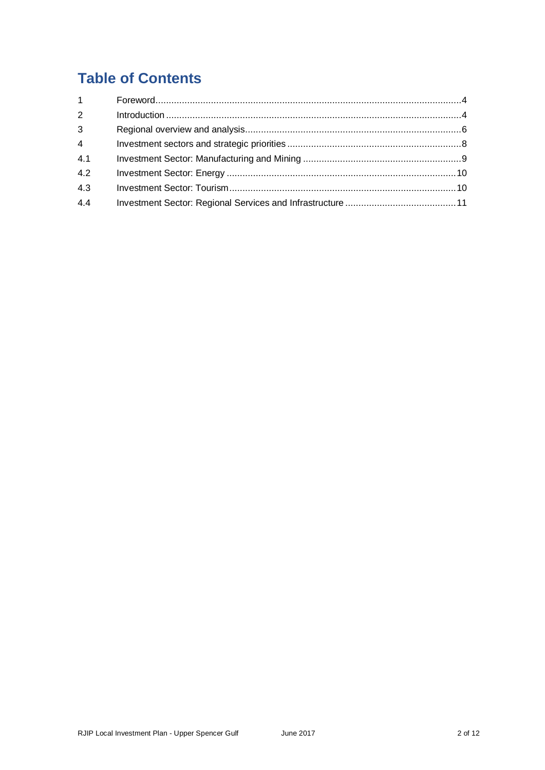# Table of Contents

| | | |
|---|---|---|
| 1 | Foreword | 4 |
| 2 | Introduction | 4 |
| 3 | Regional overview and analysis | 6 |
| 4 | Investment sectors and strategic priorities | 8 |
| 4.1 | Investment Sector: Manufacturing and Mining | 9 |
| 4.2 | Investment Sector: Energy | 10 |
| 4.3 | Investment Sector: Tourism | 10 |
| 4.4 | Investment Sector: Regional Services and Infrastructure | 11 |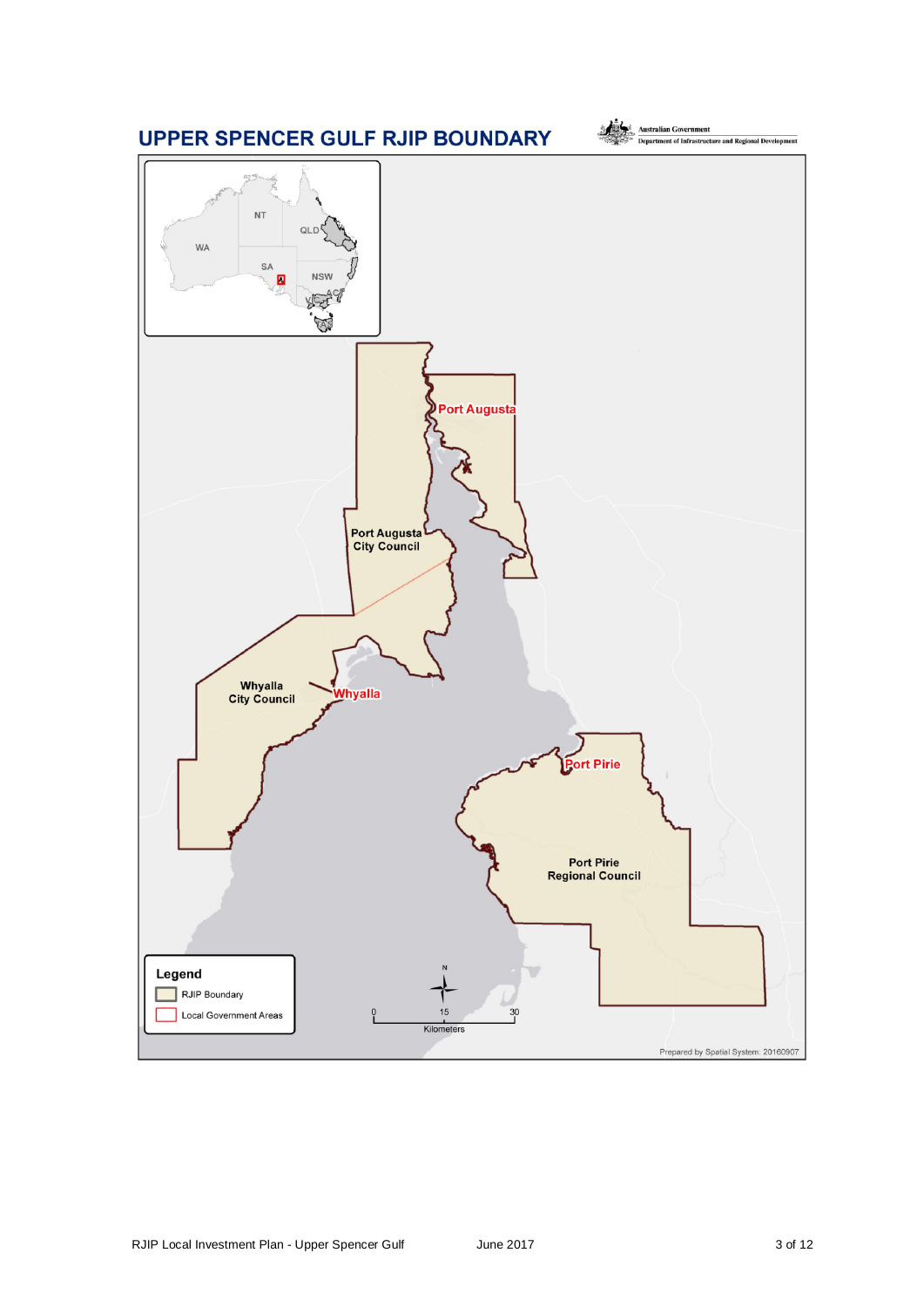# UPPER SPENCER GULF RJIP BOUNDARY

Australian Government
Department of Infrastructure and Regional Development

NT
QLD
WA
SA
NSW
ACT
VIC
TAS

Port Augusta

Port Augusta City Council

Whyalla City Council

Whyalla

Port Pirie

Port Pirie Regional Council

**Legend**

- RJIP Boundary
- Local Government Areas

N

0 15 30
Kilometers

Prepared by Spatial System: 20160907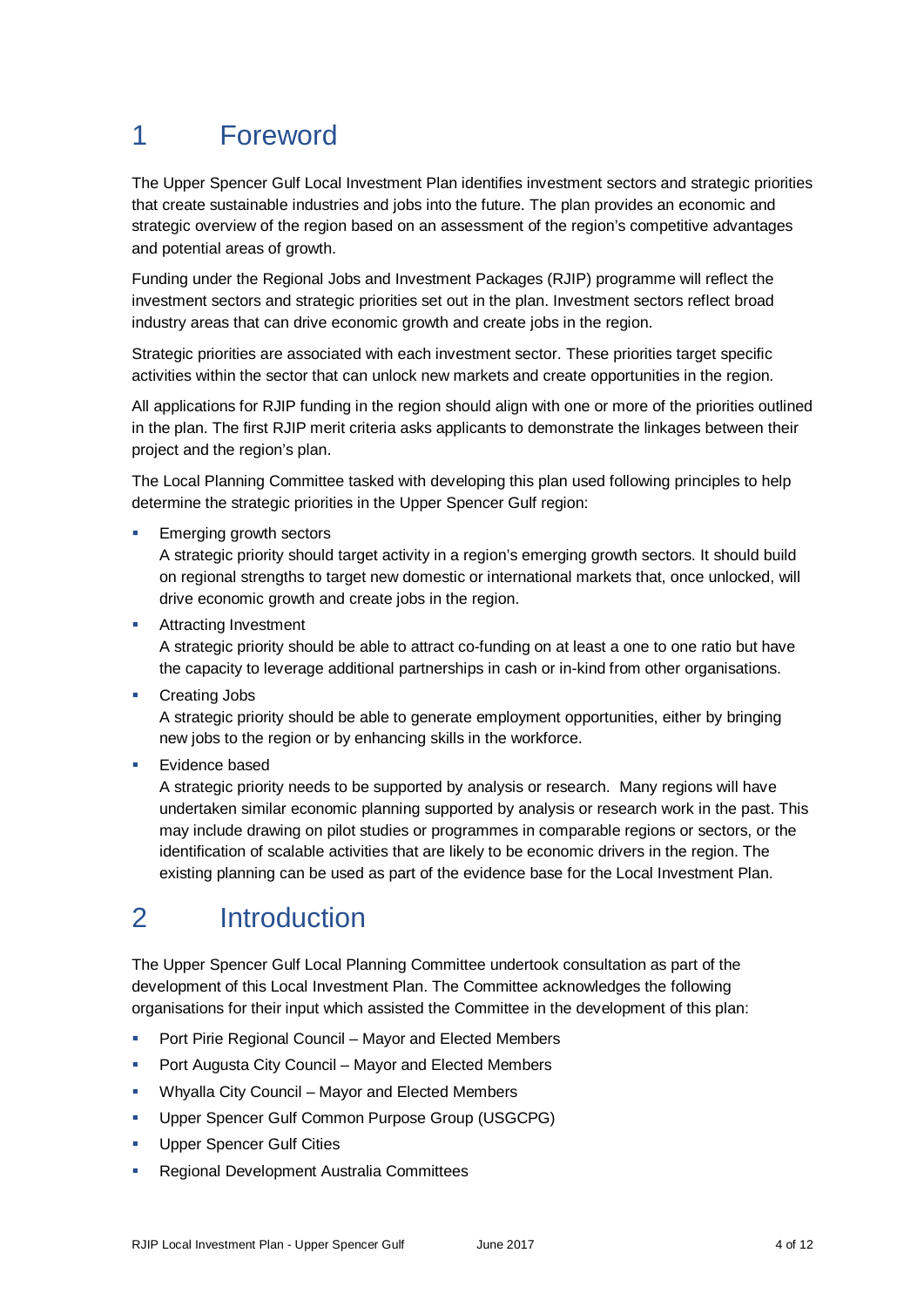# 1 Foreword

The Upper Spencer Gulf Local Investment Plan identifies investment sectors and strategic priorities that create sustainable industries and jobs into the future. The plan provides an economic and strategic overview of the region based on an assessment of the region's competitive advantages and potential areas of growth.

Funding under the Regional Jobs and Investment Packages (RJIP) programme will reflect the investment sectors and strategic priorities set out in the plan. Investment sectors reflect broad industry areas that can drive economic growth and create jobs in the region.

Strategic priorities are associated with each investment sector. These priorities target specific activities within the sector that can unlock new markets and create opportunities in the region.

All applications for RJIP funding in the region should align with one or more of the priorities outlined in the plan. The first RJIP merit criteria asks applicants to demonstrate the linkages between their project and the region's plan.

The Local Planning Committee tasked with developing this plan used following principles to help determine the strategic priorities in the Upper Spencer Gulf region:

- Emerging growth sectors
  A strategic priority should target activity in a region's emerging growth sectors. It should build on regional strengths to target new domestic or international markets that, once unlocked, will drive economic growth and create jobs in the region.
- Attracting Investment
  A strategic priority should be able to attract co-funding on at least a one to one ratio but have the capacity to leverage additional partnerships in cash or in-kind from other organisations.
- Creating Jobs
  A strategic priority should be able to generate employment opportunities, either by bringing new jobs to the region or by enhancing skills in the workforce.
- Evidence based
  A strategic priority needs to be supported by analysis or research. Many regions will have undertaken similar economic planning supported by analysis or research work in the past. This may include drawing on pilot studies or programmes in comparable regions or sectors, or the identification of scalable activities that are likely to be economic drivers in the region. The existing planning can be used as part of the evidence base for the Local Investment Plan.

# 2 Introduction

The Upper Spencer Gulf Local Planning Committee undertook consultation as part of the development of this Local Investment Plan. The Committee acknowledges the following organisations for their input which assisted the Committee in the development of this plan:

- Port Pirie Regional Council – Mayor and Elected Members
- Port Augusta City Council – Mayor and Elected Members
- Whyalla City Council – Mayor and Elected Members
- Upper Spencer Gulf Common Purpose Group (USGCPG)
- Upper Spencer Gulf Cities
- Regional Development Australia Committees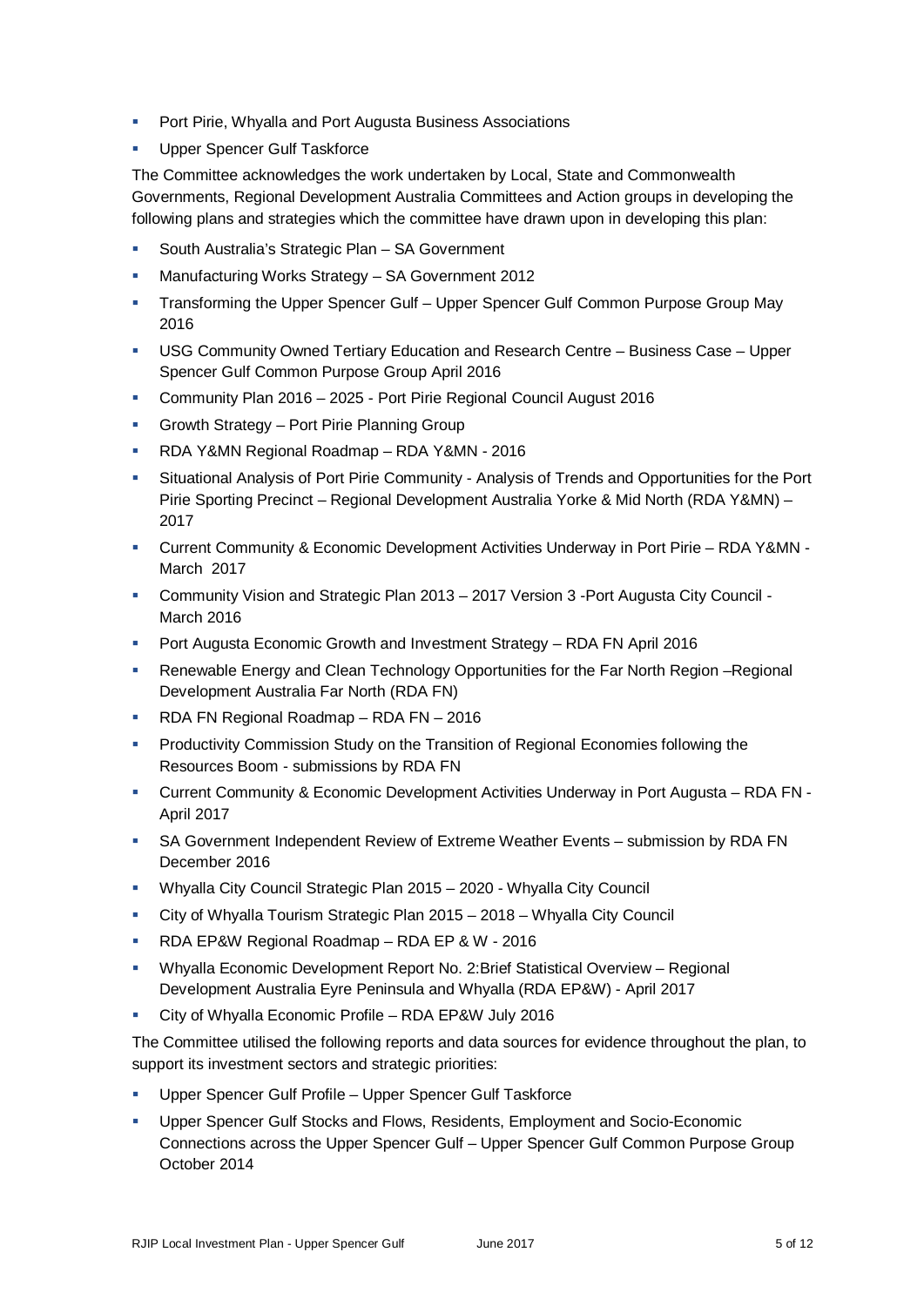- Port Pirie, Whyalla and Port Augusta Business Associations
- Upper Spencer Gulf Taskforce

The Committee acknowledges the work undertaken by Local, State and Commonwealth Governments, Regional Development Australia Committees and Action groups in developing the following plans and strategies which the committee have drawn upon in developing this plan:

- South Australia's Strategic Plan – SA Government
- Manufacturing Works Strategy – SA Government 2012
- Transforming the Upper Spencer Gulf – Upper Spencer Gulf Common Purpose Group May 2016
- USG Community Owned Tertiary Education and Research Centre – Business Case – Upper Spencer Gulf Common Purpose Group April 2016
- Community Plan 2016 – 2025 - Port Pirie Regional Council August 2016
- Growth Strategy – Port Pirie Planning Group
- RDA Y&MN Regional Roadmap – RDA Y&MN - 2016
- Situational Analysis of Port Pirie Community - Analysis of Trends and Opportunities for the Port Pirie Sporting Precinct – Regional Development Australia Yorke & Mid North (RDA Y&MN) – 2017
- Current Community & Economic Development Activities Underway in Port Pirie – RDA Y&MN - March 2017
- Community Vision and Strategic Plan 2013 – 2017 Version 3 -Port Augusta City Council - March 2016
- Port Augusta Economic Growth and Investment Strategy – RDA FN April 2016
- Renewable Energy and Clean Technology Opportunities for the Far North Region –Regional Development Australia Far North (RDA FN)
- RDA FN Regional Roadmap – RDA FN – 2016
- Productivity Commission Study on the Transition of Regional Economies following the Resources Boom - submissions by RDA FN
- Current Community & Economic Development Activities Underway in Port Augusta – RDA FN - April 2017
- SA Government Independent Review of Extreme Weather Events – submission by RDA FN December 2016
- Whyalla City Council Strategic Plan 2015 – 2020 - Whyalla City Council
- City of Whyalla Tourism Strategic Plan 2015 – 2018 – Whyalla City Council
- RDA EP&W Regional Roadmap – RDA EP & W - 2016
- Whyalla Economic Development Report No. 2:Brief Statistical Overview – Regional Development Australia Eyre Peninsula and Whyalla (RDA EP&W) - April 2017
- City of Whyalla Economic Profile – RDA EP&W July 2016

The Committee utilised the following reports and data sources for evidence throughout the plan, to support its investment sectors and strategic priorities:

- Upper Spencer Gulf Profile – Upper Spencer Gulf Taskforce
- Upper Spencer Gulf Stocks and Flows, Residents, Employment and Socio-Economic Connections across the Upper Spencer Gulf – Upper Spencer Gulf Common Purpose Group October 2014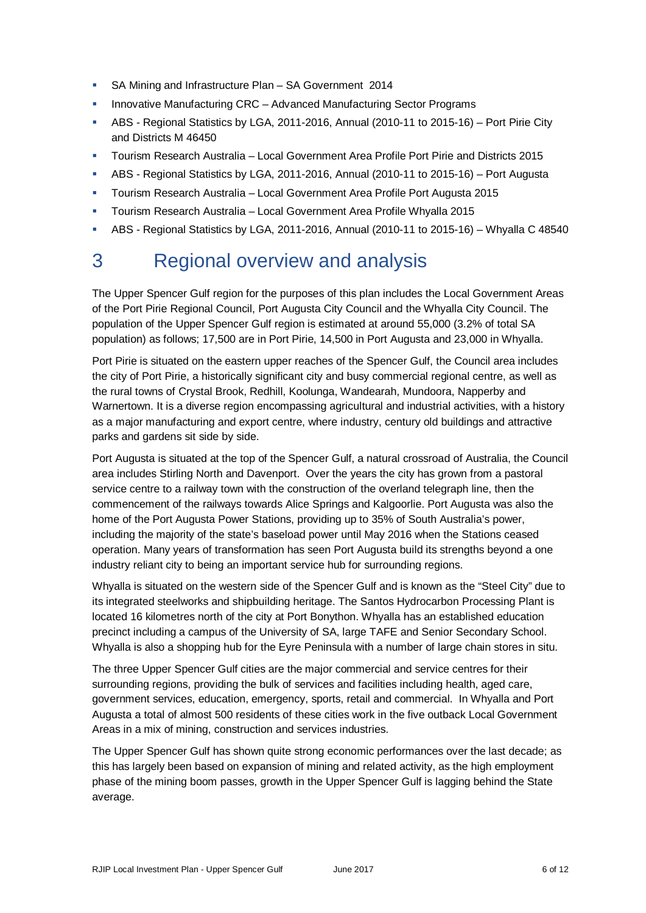- SA Mining and Infrastructure Plan – SA Government 2014
- Innovative Manufacturing CRC – Advanced Manufacturing Sector Programs
- ABS - Regional Statistics by LGA, 2011-2016, Annual (2010-11 to 2015-16) – Port Pirie City and Districts M 46450
- Tourism Research Australia – Local Government Area Profile Port Pirie and Districts 2015
- ABS - Regional Statistics by LGA, 2011-2016, Annual (2010-11 to 2015-16) – Port Augusta
- Tourism Research Australia – Local Government Area Profile Port Augusta 2015
- Tourism Research Australia – Local Government Area Profile Whyalla 2015
- ABS - Regional Statistics by LGA, 2011-2016, Annual (2010-11 to 2015-16) – Whyalla C 48540

# 3 Regional overview and analysis

The Upper Spencer Gulf region for the purposes of this plan includes the Local Government Areas of the Port Pirie Regional Council, Port Augusta City Council and the Whyalla City Council. The population of the Upper Spencer Gulf region is estimated at around 55,000 (3.2% of total SA population) as follows; 17,500 are in Port Pirie, 14,500 in Port Augusta and 23,000 in Whyalla.

Port Pirie is situated on the eastern upper reaches of the Spencer Gulf, the Council area includes the city of Port Pirie, a historically significant city and busy commercial regional centre, as well as the rural towns of Crystal Brook, Redhill, Koolunga, Wandearah, Mundoora, Napperby and Warnertown. It is a diverse region encompassing agricultural and industrial activities, with a history as a major manufacturing and export centre, where industry, century old buildings and attractive parks and gardens sit side by side.

Port Augusta is situated at the top of the Spencer Gulf, a natural crossroad of Australia, the Council area includes Stirling North and Davenport. Over the years the city has grown from a pastoral service centre to a railway town with the construction of the overland telegraph line, then the commencement of the railways towards Alice Springs and Kalgoorlie. Port Augusta was also the home of the Port Augusta Power Stations, providing up to 35% of South Australia's power, including the majority of the state's baseload power until May 2016 when the Stations ceased operation. Many years of transformation has seen Port Augusta build its strengths beyond a one industry reliant city to being an important service hub for surrounding regions.

Whyalla is situated on the western side of the Spencer Gulf and is known as the "Steel City" due to its integrated steelworks and shipbuilding heritage. The Santos Hydrocarbon Processing Plant is located 16 kilometres north of the city at Port Bonython. Whyalla has an established education precinct including a campus of the University of SA, large TAFE and Senior Secondary School. Whyalla is also a shopping hub for the Eyre Peninsula with a number of large chain stores in situ.

The three Upper Spencer Gulf cities are the major commercial and service centres for their surrounding regions, providing the bulk of services and facilities including health, aged care, government services, education, emergency, sports, retail and commercial. In Whyalla and Port Augusta a total of almost 500 residents of these cities work in the five outback Local Government Areas in a mix of mining, construction and services industries.

The Upper Spencer Gulf has shown quite strong economic performances over the last decade; as this has largely been based on expansion of mining and related activity, as the high employment phase of the mining boom passes, growth in the Upper Spencer Gulf is lagging behind the State average.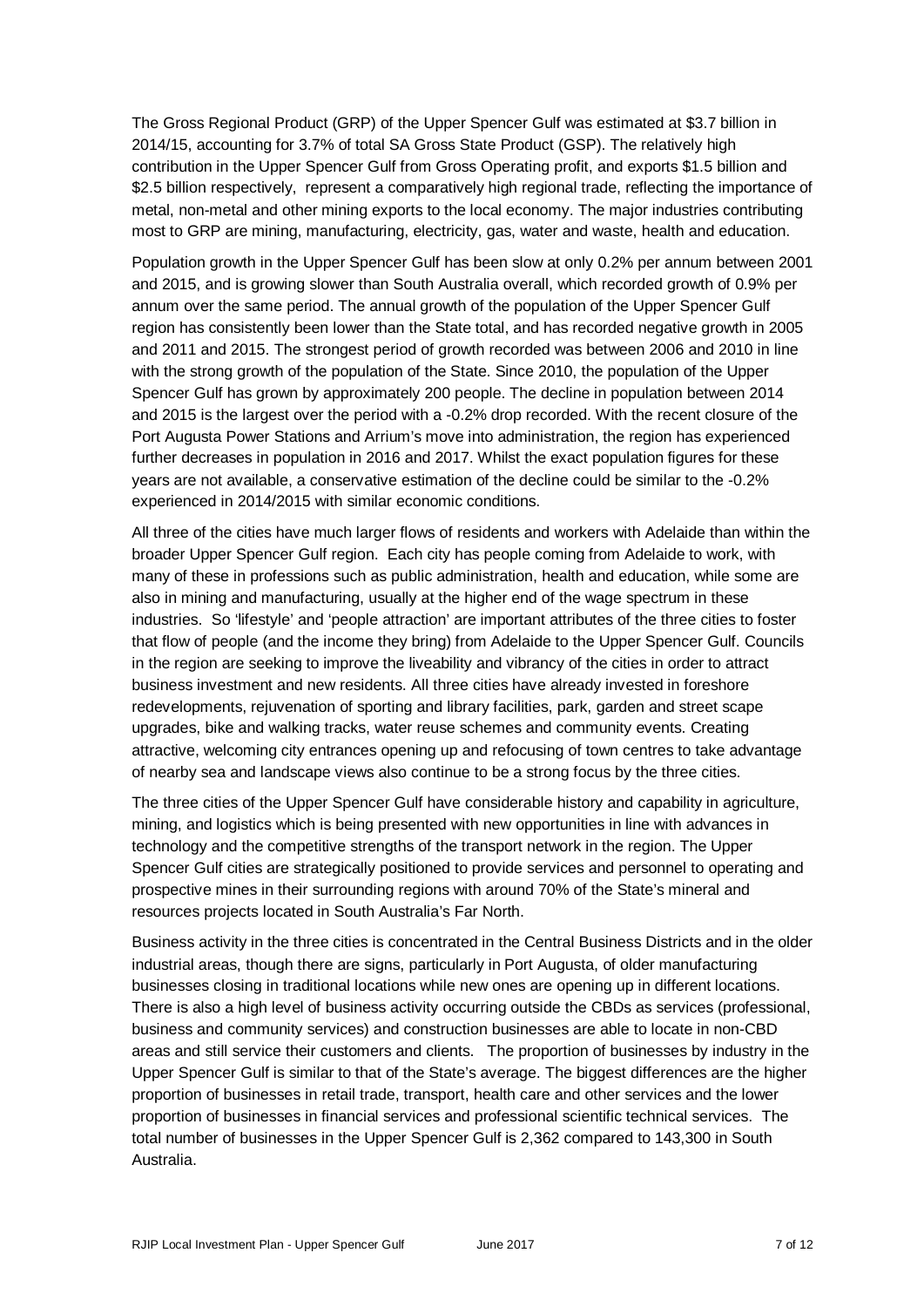The Gross Regional Product (GRP) of the Upper Spencer Gulf was estimated at $3.7 billion in 2014/15, accounting for 3.7% of total SA Gross State Product (GSP). The relatively high contribution in the Upper Spencer Gulf from Gross Operating profit, and exports $1.5 billion and $2.5 billion respectively, represent a comparatively high regional trade, reflecting the importance of metal, non-metal and other mining exports to the local economy. The major industries contributing most to GRP are mining, manufacturing, electricity, gas, water and waste, health and education.

Population growth in the Upper Spencer Gulf has been slow at only 0.2% per annum between 2001 and 2015, and is growing slower than South Australia overall, which recorded growth of 0.9% per annum over the same period. The annual growth of the population of the Upper Spencer Gulf region has consistently been lower than the State total, and has recorded negative growth in 2005 and 2011 and 2015. The strongest period of growth recorded was between 2006 and 2010 in line with the strong growth of the population of the State. Since 2010, the population of the Upper Spencer Gulf has grown by approximately 200 people. The decline in population between 2014 and 2015 is the largest over the period with a -0.2% drop recorded. With the recent closure of the Port Augusta Power Stations and Arrium's move into administration, the region has experienced further decreases in population in 2016 and 2017. Whilst the exact population figures for these years are not available, a conservative estimation of the decline could be similar to the -0.2% experienced in 2014/2015 with similar economic conditions.

All three of the cities have much larger flows of residents and workers with Adelaide than within the broader Upper Spencer Gulf region. Each city has people coming from Adelaide to work, with many of these in professions such as public administration, health and education, while some are also in mining and manufacturing, usually at the higher end of the wage spectrum in these industries. So 'lifestyle' and 'people attraction' are important attributes of the three cities to foster that flow of people (and the income they bring) from Adelaide to the Upper Spencer Gulf. Councils in the region are seeking to improve the liveability and vibrancy of the cities in order to attract business investment and new residents. All three cities have already invested in foreshore redevelopments, rejuvenation of sporting and library facilities, park, garden and street scape upgrades, bike and walking tracks, water reuse schemes and community events. Creating attractive, welcoming city entrances opening up and refocusing of town centres to take advantage of nearby sea and landscape views also continue to be a strong focus by the three cities.

The three cities of the Upper Spencer Gulf have considerable history and capability in agriculture, mining, and logistics which is being presented with new opportunities in line with advances in technology and the competitive strengths of the transport network in the region. The Upper Spencer Gulf cities are strategically positioned to provide services and personnel to operating and prospective mines in their surrounding regions with around 70% of the State's mineral and resources projects located in South Australia's Far North.

Business activity in the three cities is concentrated in the Central Business Districts and in the older industrial areas, though there are signs, particularly in Port Augusta, of older manufacturing businesses closing in traditional locations while new ones are opening up in different locations. There is also a high level of business activity occurring outside the CBDs as services (professional, business and community services) and construction businesses are able to locate in non-CBD areas and still service their customers and clients. The proportion of businesses by industry in the Upper Spencer Gulf is similar to that of the State's average. The biggest differences are the higher proportion of businesses in retail trade, transport, health care and other services and the lower proportion of businesses in financial services and professional scientific technical services. The total number of businesses in the Upper Spencer Gulf is 2,362 compared to 143,300 in South Australia.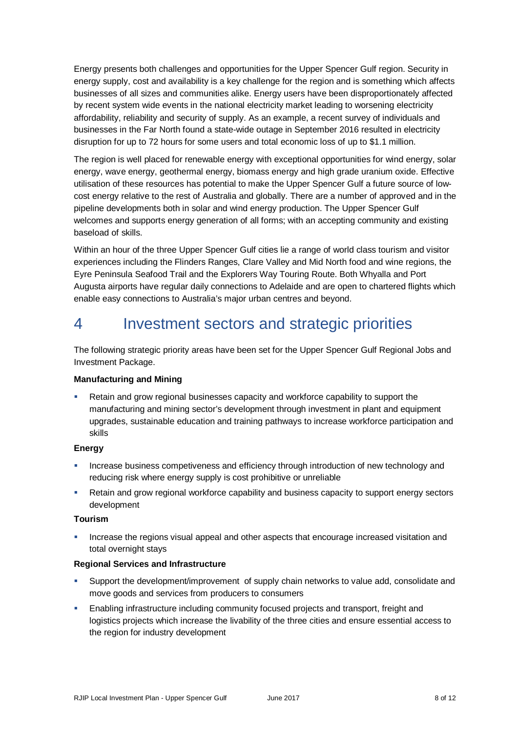Energy presents both challenges and opportunities for the Upper Spencer Gulf region. Security in energy supply, cost and availability is a key challenge for the region and is something which affects businesses of all sizes and communities alike. Energy users have been disproportionately affected by recent system wide events in the national electricity market leading to worsening electricity affordability, reliability and security of supply. As an example, a recent survey of individuals and businesses in the Far North found a state-wide outage in September 2016 resulted in electricity disruption for up to 72 hours for some users and total economic loss of up to $1.1 million.

The region is well placed for renewable energy with exceptional opportunities for wind energy, solar energy, wave energy, geothermal energy, biomass energy and high grade uranium oxide. Effective utilisation of these resources has potential to make the Upper Spencer Gulf a future source of low-cost energy relative to the rest of Australia and globally. There are a number of approved and in the pipeline developments both in solar and wind energy production. The Upper Spencer Gulf welcomes and supports energy generation of all forms; with an accepting community and existing baseload of skills.

Within an hour of the three Upper Spencer Gulf cities lie a range of world class tourism and visitor experiences including the Flinders Ranges, Clare Valley and Mid North food and wine regions, the Eyre Peninsula Seafood Trail and the Explorers Way Touring Route. Both Whyalla and Port Augusta airports have regular daily connections to Adelaide and are open to chartered flights which enable easy connections to Australia's major urban centres and beyond.

# 4 Investment sectors and strategic priorities

The following strategic priority areas have been set for the Upper Spencer Gulf Regional Jobs and Investment Package.

**Manufacturing and Mining**

- Retain and grow regional businesses capacity and workforce capability to support the manufacturing and mining sector's development through investment in plant and equipment upgrades, sustainable education and training pathways to increase workforce participation and skills

**Energy**

- Increase business competiveness and efficiency through introduction of new technology and reducing risk where energy supply is cost prohibitive or unreliable
- Retain and grow regional workforce capability and business capacity to support energy sectors development

**Tourism**

- Increase the regions visual appeal and other aspects that encourage increased visitation and total overnight stays

**Regional Services and Infrastructure**

- Support the development/improvement of supply chain networks to value add, consolidate and move goods and services from producers to consumers
- Enabling infrastructure including community focused projects and transport, freight and logistics projects which increase the livability of the three cities and ensure essential access to the region for industry development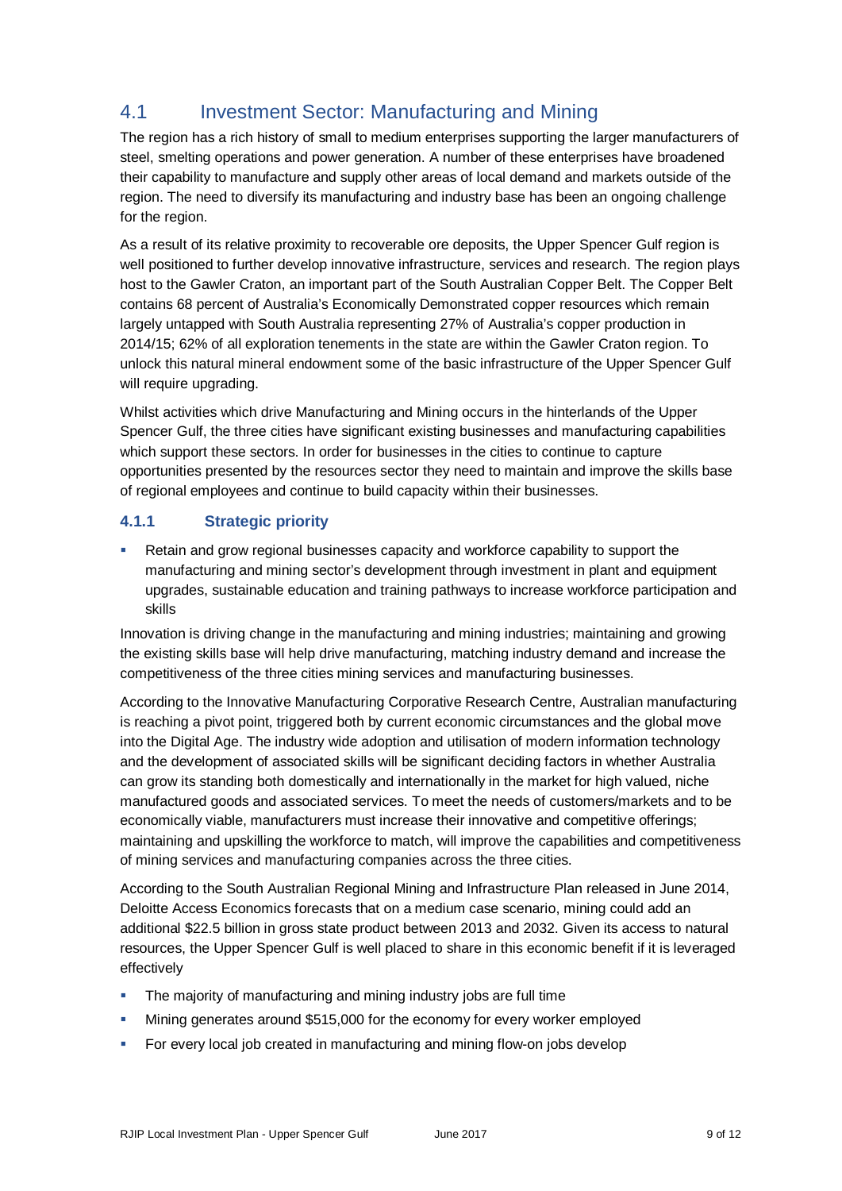## 4.1 Investment Sector: Manufacturing and Mining

The region has a rich history of small to medium enterprises supporting the larger manufacturers of steel, smelting operations and power generation. A number of these enterprises have broadened their capability to manufacture and supply other areas of local demand and markets outside of the region. The need to diversify its manufacturing and industry base has been an ongoing challenge for the region.

As a result of its relative proximity to recoverable ore deposits, the Upper Spencer Gulf region is well positioned to further develop innovative infrastructure, services and research. The region plays host to the Gawler Craton, an important part of the South Australian Copper Belt. The Copper Belt contains 68 percent of Australia's Economically Demonstrated copper resources which remain largely untapped with South Australia representing 27% of Australia's copper production in 2014/15; 62% of all exploration tenements in the state are within the Gawler Craton region. To unlock this natural mineral endowment some of the basic infrastructure of the Upper Spencer Gulf will require upgrading.

Whilst activities which drive Manufacturing and Mining occurs in the hinterlands of the Upper Spencer Gulf, the three cities have significant existing businesses and manufacturing capabilities which support these sectors. In order for businesses in the cities to continue to capture opportunities presented by the resources sector they need to maintain and improve the skills base of regional employees and continue to build capacity within their businesses.

### 4.1.1 Strategic priority

- Retain and grow regional businesses capacity and workforce capability to support the manufacturing and mining sector's development through investment in plant and equipment upgrades, sustainable education and training pathways to increase workforce participation and skills

Innovation is driving change in the manufacturing and mining industries; maintaining and growing the existing skills base will help drive manufacturing, matching industry demand and increase the competitiveness of the three cities mining services and manufacturing businesses.

According to the Innovative Manufacturing Corporative Research Centre, Australian manufacturing is reaching a pivot point, triggered both by current economic circumstances and the global move into the Digital Age. The industry wide adoption and utilisation of modern information technology and the development of associated skills will be significant deciding factors in whether Australia can grow its standing both domestically and internationally in the market for high valued, niche manufactured goods and associated services. To meet the needs of customers/markets and to be economically viable, manufacturers must increase their innovative and competitive offerings; maintaining and upskilling the workforce to match, will improve the capabilities and competitiveness of mining services and manufacturing companies across the three cities.

According to the South Australian Regional Mining and Infrastructure Plan released in June 2014, Deloitte Access Economics forecasts that on a medium case scenario, mining could add an additional $22.5 billion in gross state product between 2013 and 2032. Given its access to natural resources, the Upper Spencer Gulf is well placed to share in this economic benefit if it is leveraged effectively

- The majority of manufacturing and mining industry jobs are full time
- Mining generates around $515,000 for the economy for every worker employed
- For every local job created in manufacturing and mining flow-on jobs develop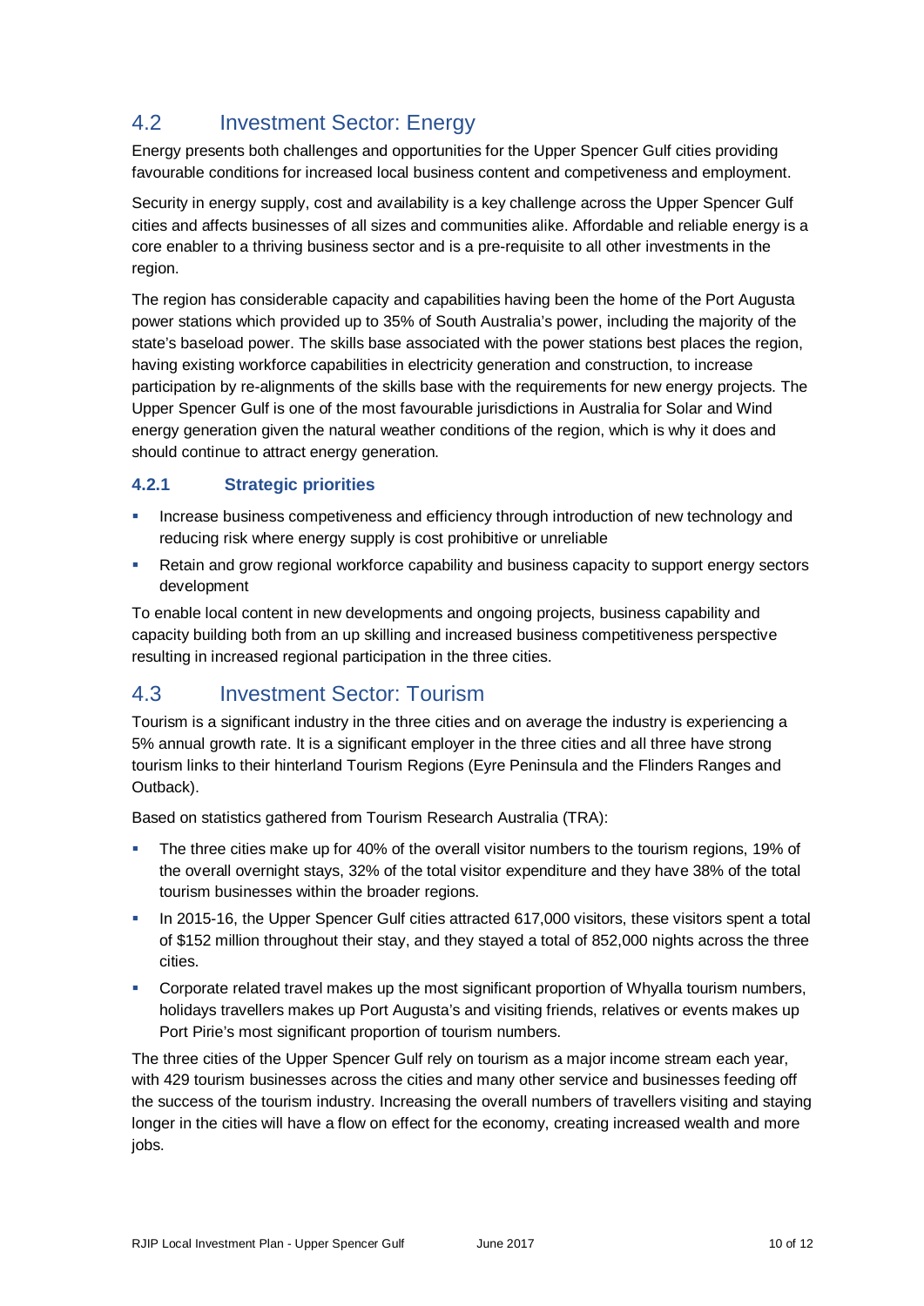## 4.2 Investment Sector: Energy

Energy presents both challenges and opportunities for the Upper Spencer Gulf cities providing favourable conditions for increased local business content and competiveness and employment.

Security in energy supply, cost and availability is a key challenge across the Upper Spencer Gulf cities and affects businesses of all sizes and communities alike. Affordable and reliable energy is a core enabler to a thriving business sector and is a pre-requisite to all other investments in the region.

The region has considerable capacity and capabilities having been the home of the Port Augusta power stations which provided up to 35% of South Australia's power, including the majority of the state's baseload power. The skills base associated with the power stations best places the region, having existing workforce capabilities in electricity generation and construction, to increase participation by re-alignments of the skills base with the requirements for new energy projects. The Upper Spencer Gulf is one of the most favourable jurisdictions in Australia for Solar and Wind energy generation given the natural weather conditions of the region, which is why it does and should continue to attract energy generation.

### 4.2.1 Strategic priorities

- Increase business competiveness and efficiency through introduction of new technology and reducing risk where energy supply is cost prohibitive or unreliable
- Retain and grow regional workforce capability and business capacity to support energy sectors development

To enable local content in new developments and ongoing projects, business capability and capacity building both from an up skilling and increased business competitiveness perspective resulting in increased regional participation in the three cities.

## 4.3 Investment Sector: Tourism

Tourism is a significant industry in the three cities and on average the industry is experiencing a 5% annual growth rate. It is a significant employer in the three cities and all three have strong tourism links to their hinterland Tourism Regions (Eyre Peninsula and the Flinders Ranges and Outback).

Based on statistics gathered from Tourism Research Australia (TRA):

- The three cities make up for 40% of the overall visitor numbers to the tourism regions, 19% of the overall overnight stays, 32% of the total visitor expenditure and they have 38% of the total tourism businesses within the broader regions.
- In 2015-16, the Upper Spencer Gulf cities attracted 617,000 visitors, these visitors spent a total of $152 million throughout their stay, and they stayed a total of 852,000 nights across the three cities.
- Corporate related travel makes up the most significant proportion of Whyalla tourism numbers, holidays travellers makes up Port Augusta's and visiting friends, relatives or events makes up Port Pirie's most significant proportion of tourism numbers.

The three cities of the Upper Spencer Gulf rely on tourism as a major income stream each year, with 429 tourism businesses across the cities and many other service and businesses feeding off the success of the tourism industry. Increasing the overall numbers of travellers visiting and staying longer in the cities will have a flow on effect for the economy, creating increased wealth and more jobs.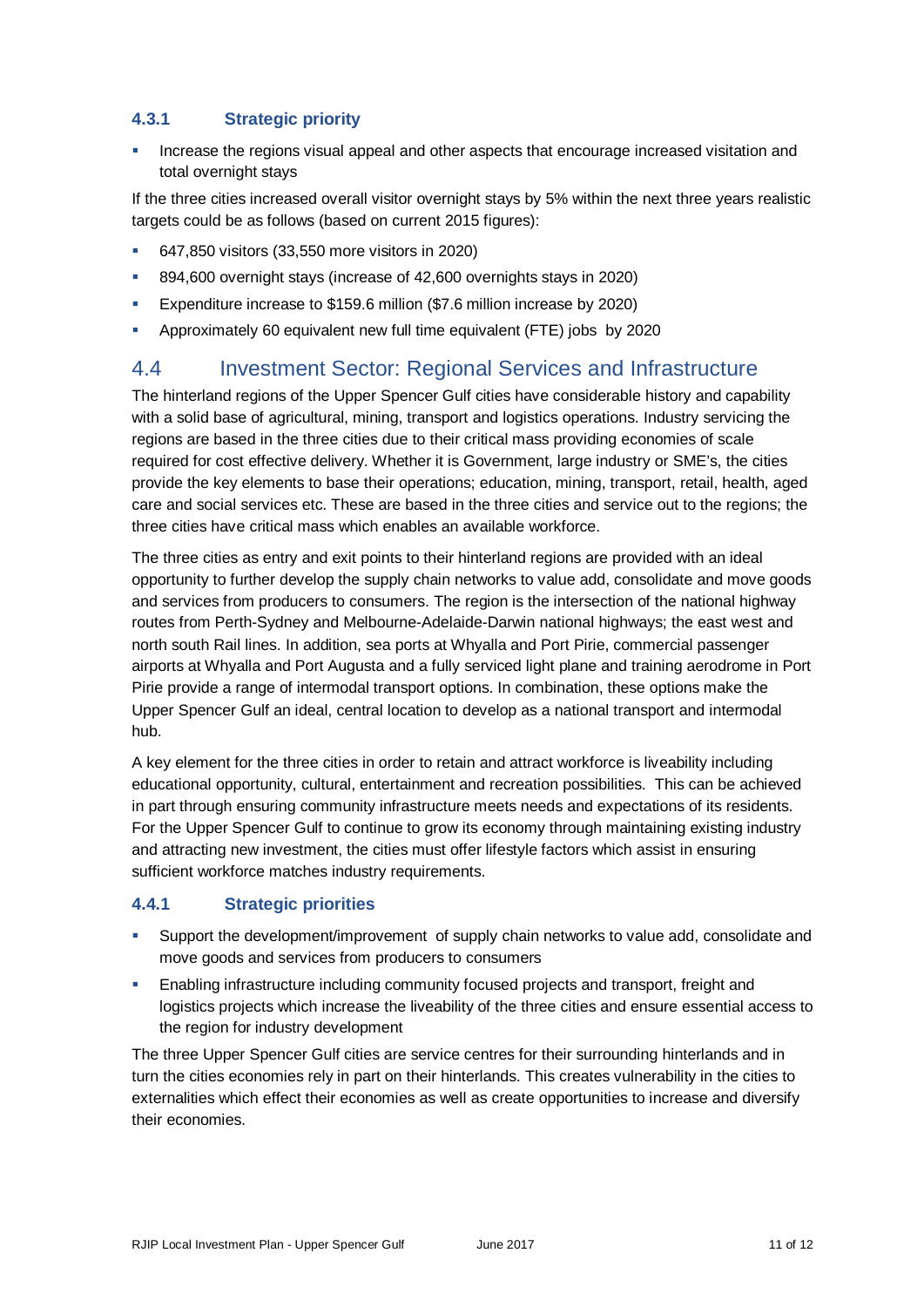#### 4.3.1 Strategic priority

- Increase the regions visual appeal and other aspects that encourage increased visitation and total overnight stays

If the three cities increased overall visitor overnight stays by 5% within the next three years realistic targets could be as follows (based on current 2015 figures):

- 647,850 visitors (33,550 more visitors in 2020)
- 894,600 overnight stays (increase of 42,600 overnights stays in 2020)
- Expenditure increase to $159.6 million ($7.6 million increase by 2020)
- Approximately 60 equivalent new full time equivalent (FTE) jobs by 2020

### 4.4 Investment Sector: Regional Services and Infrastructure

The hinterland regions of the Upper Spencer Gulf cities have considerable history and capability with a solid base of agricultural, mining, transport and logistics operations. Industry servicing the regions are based in the three cities due to their critical mass providing economies of scale required for cost effective delivery. Whether it is Government, large industry or SME's, the cities provide the key elements to base their operations; education, mining, transport, retail, health, aged care and social services etc. These are based in the three cities and service out to the regions; the three cities have critical mass which enables an available workforce.

The three cities as entry and exit points to their hinterland regions are provided with an ideal opportunity to further develop the supply chain networks to value add, consolidate and move goods and services from producers to consumers. The region is the intersection of the national highway routes from Perth-Sydney and Melbourne-Adelaide-Darwin national highways; the east west and north south Rail lines. In addition, sea ports at Whyalla and Port Pirie, commercial passenger airports at Whyalla and Port Augusta and a fully serviced light plane and training aerodrome in Port Pirie provide a range of intermodal transport options. In combination, these options make the Upper Spencer Gulf an ideal, central location to develop as a national transport and intermodal hub.

A key element for the three cities in order to retain and attract workforce is liveability including educational opportunity, cultural, entertainment and recreation possibilities. This can be achieved in part through ensuring community infrastructure meets needs and expectations of its residents. For the Upper Spencer Gulf to continue to grow its economy through maintaining existing industry and attracting new investment, the cities must offer lifestyle factors which assist in ensuring sufficient workforce matches industry requirements.

#### 4.4.1 Strategic priorities

- Support the development/improvement of supply chain networks to value add, consolidate and move goods and services from producers to consumers
- Enabling infrastructure including community focused projects and transport, freight and logistics projects which increase the liveability of the three cities and ensure essential access to the region for industry development

The three Upper Spencer Gulf cities are service centres for their surrounding hinterlands and in turn the cities economies rely in part on their hinterlands. This creates vulnerability in the cities to externalities which effect their economies as well as create opportunities to increase and diversify their economies.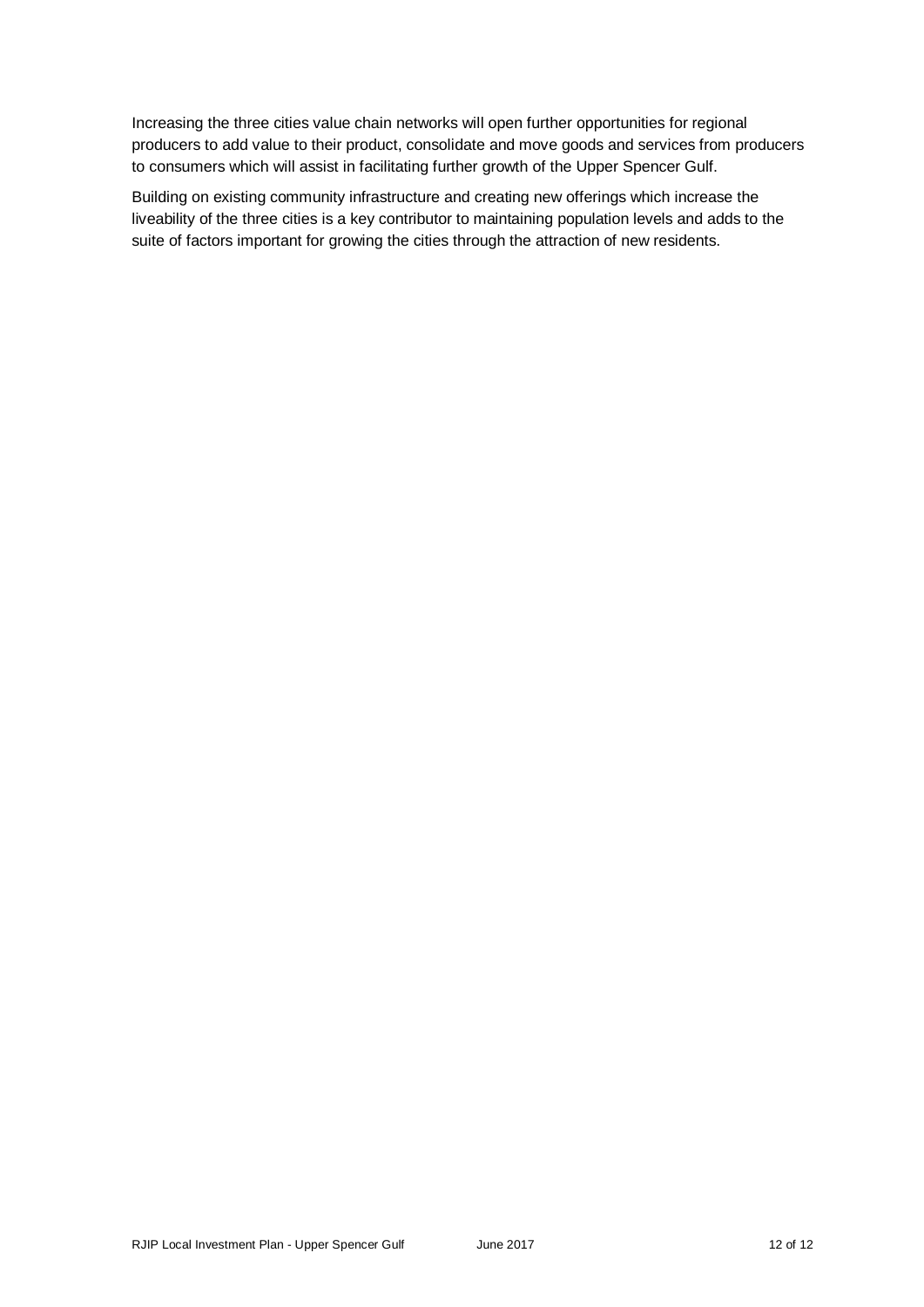Increasing the three cities value chain networks will open further opportunities for regional producers to add value to their product, consolidate and move goods and services from producers to consumers which will assist in facilitating further growth of the Upper Spencer Gulf.

Building on existing community infrastructure and creating new offerings which increase the liveability of the three cities is a key contributor to maintaining population levels and adds to the suite of factors important for growing the cities through the attraction of new residents.